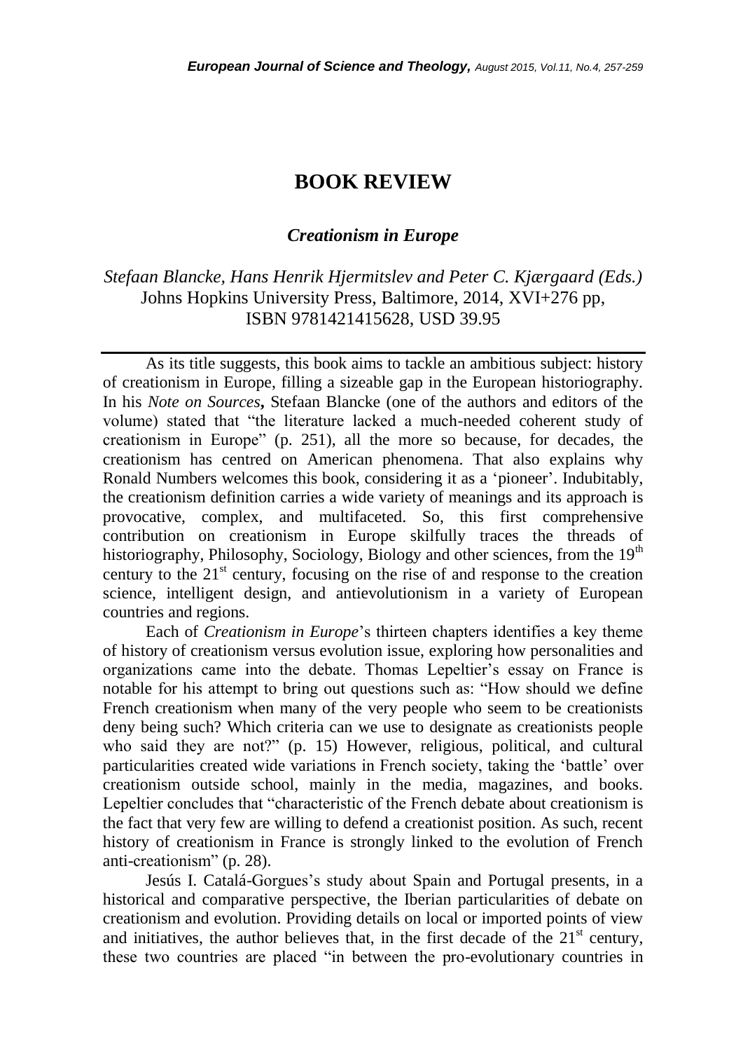# BOOK REVIEW

## *Creationism in Europe*

*Stefaan Blancke, Hans Henrik Hjermitslev and Peter C. Kjærgaard (Eds.)*
Johns Hopkins University Press, Baltimore, 2014, XVI+276 pp, ISBN 9781421415628, USD 39.95

---

As its title suggests, this book aims to tackle an ambitious subject: history of creationism in Europe, filling a sizeable gap in the European historiography. In his *Note on Sources***,** Stefaan Blancke (one of the authors and editors of the volume) stated that "the literature lacked a much-needed coherent study of creationism in Europe" (p. 251), all the more so because, for decades, the creationism has centred on American phenomena. That also explains why Ronald Numbers welcomes this book, considering it as a 'pioneer'. Indubitably, the creationism definition carries a wide variety of meanings and its approach is provocative, complex, and multifaceted. So, this first comprehensive contribution on creationism in Europe skilfully traces the threads of historiography, Philosophy, Sociology, Biology and other sciences, from the 19th century to the 21st century, focusing on the rise of and response to the creation science, intelligent design, and antievolutionism in a variety of European countries and regions.

Each of *Creationism in Europe*'s thirteen chapters identifies a key theme of history of creationism versus evolution issue, exploring how personalities and organizations came into the debate. Thomas Lepeltier's essay on France is notable for his attempt to bring out questions such as: "How should we define French creationism when many of the very people who seem to be creationists deny being such? Which criteria can we use to designate as creationists people who said they are not?" (p. 15) However, religious, political, and cultural particularities created wide variations in French society, taking the 'battle' over creationism outside school, mainly in the media, magazines, and books. Lepeltier concludes that "characteristic of the French debate about creationism is the fact that very few are willing to defend a creationist position. As such, recent history of creationism in France is strongly linked to the evolution of French anti-creationism" (p. 28).

Jesús I. Catalá-Gorgues's study about Spain and Portugal presents, in a historical and comparative perspective, the Iberian particularities of debate on creationism and evolution. Providing details on local or imported points of view and initiatives, the author believes that, in the first decade of the 21st century, these two countries are placed "in between the pro-evolutionary countries in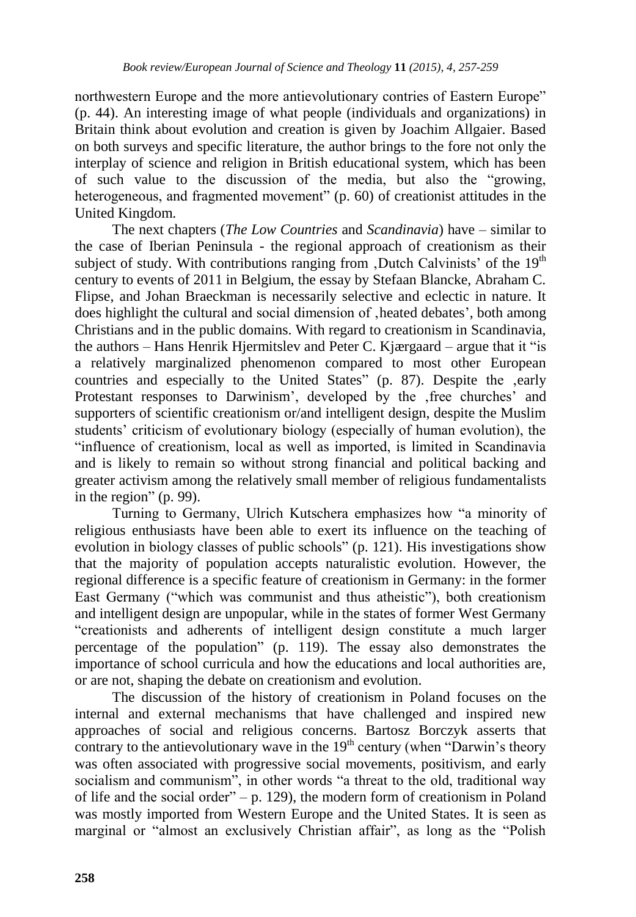northwestern Europe and the more antievolutionary contries of Eastern Europe" (p. 44). An interesting image of what people (individuals and organizations) in Britain think about evolution and creation is given by Joachim Allgaier. Based on both surveys and specific literature, the author brings to the fore not only the interplay of science and religion in British educational system, which has been of such value to the discussion of the media, but also the "growing, heterogeneous, and fragmented movement" (p. 60) of creationist attitudes in the United Kingdom.

The next chapters (*The Low Countries* and *Scandinavia*) have – similar to the case of Iberian Peninsula - the regional approach of creationism as their subject of study. With contributions ranging from ‚Dutch Calvinists' of the $19^{th}$ century to events of 2011 in Belgium, the essay by Stefaan Blancke, Abraham C. Flipse, and Johan Braeckman is necessarily selective and eclectic in nature. It does highlight the cultural and social dimension of ‚heated debates', both among Christians and in the public domains. With regard to creationism in Scandinavia, the authors – Hans Henrik Hjermitslev and Peter C. Kjærgaard – argue that it "is a relatively marginalized phenomenon compared to most other European countries and especially to the United States" (p. 87). Despite the ‚early Protestant responses to Darwinism', developed by the ‚free churches' and supporters of scientific creationism or/and intelligent design, despite the Muslim students' criticism of evolutionary biology (especially of human evolution), the "influence of creationism, local as well as imported, is limited in Scandinavia and is likely to remain so without strong financial and political backing and greater activism among the relatively small member of religious fundamentalists in the region" (p. 99).

Turning to Germany, Ulrich Kutschera emphasizes how "a minority of religious enthusiasts have been able to exert its influence on the teaching of evolution in biology classes of public schools" (p. 121). His investigations show that the majority of population accepts naturalistic evolution. However, the regional difference is a specific feature of creationism in Germany: in the former East Germany ("which was communist and thus atheistic"), both creationism and intelligent design are unpopular, while in the states of former West Germany "creationists and adherents of intelligent design constitute a much larger percentage of the population" (p. 119). The essay also demonstrates the importance of school curricula and how the educations and local authorities are, or are not, shaping the debate on creationism and evolution.

The discussion of the history of creationism in Poland focuses on the internal and external mechanisms that have challenged and inspired new approaches of social and religious concerns. Bartosz Borczyk asserts that contrary to the antievolutionary wave in the $19^{th}$ century (when "Darwin's theory was often associated with progressive social movements, positivism, and early socialism and communism", in other words "a threat to the old, traditional way of life and the social order" – p. 129), the modern form of creationism in Poland was mostly imported from Western Europe and the United States. It is seen as marginal or "almost an exclusively Christian affair", as long as the "Polish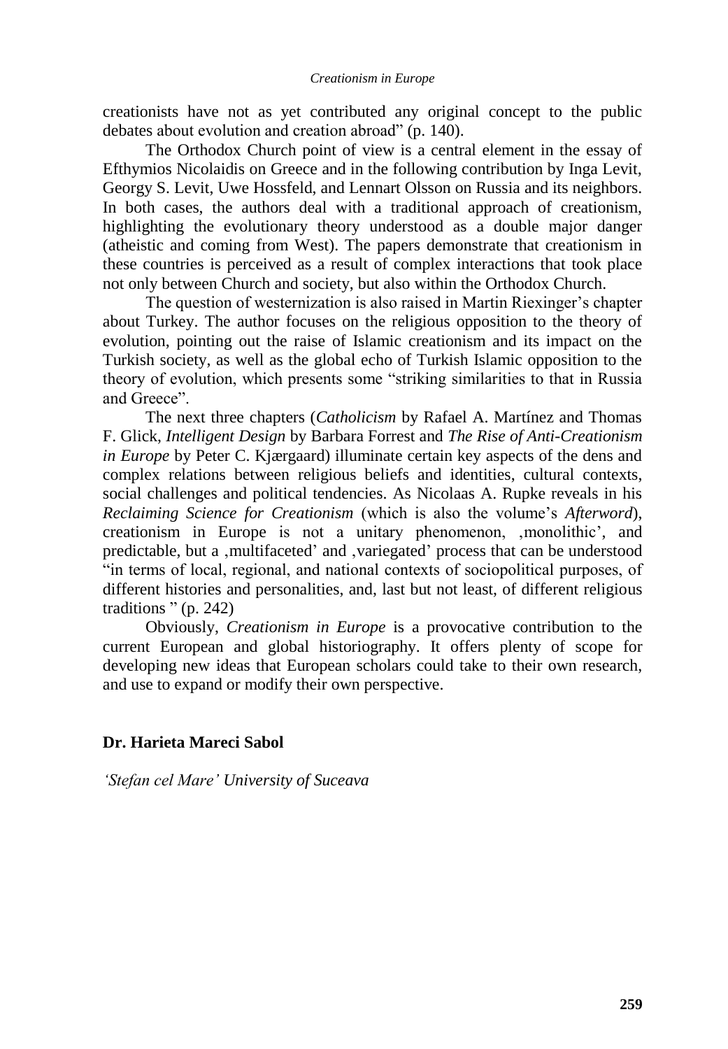creationists have not as yet contributed any original concept to the public debates about evolution and creation abroad" (p. 140).

The Orthodox Church point of view is a central element in the essay of Efthymios Nicolaidis on Greece and in the following contribution by Inga Levit, Georgy S. Levit, Uwe Hossfeld, and Lennart Olsson on Russia and its neighbors. In both cases, the authors deal with a traditional approach of creationism, highlighting the evolutionary theory understood as a double major danger (atheistic and coming from West). The papers demonstrate that creationism in these countries is perceived as a result of complex interactions that took place not only between Church and society, but also within the Orthodox Church.

The question of westernization is also raised in Martin Riexinger's chapter about Turkey. The author focuses on the religious opposition to the theory of evolution, pointing out the raise of Islamic creationism and its impact on the Turkish society, as well as the global echo of Turkish Islamic opposition to the theory of evolution, which presents some "striking similarities to that in Russia and Greece".

The next three chapters (*Catholicism* by Rafael A. Martínez and Thomas F. Glick, *Intelligent Design* by Barbara Forrest and *The Rise of Anti-Creationism in Europe* by Peter C. Kjærgaard) illuminate certain key aspects of the dens and complex relations between religious beliefs and identities, cultural contexts, social challenges and political tendencies. As Nicolaas A. Rupke reveals in his *Reclaiming Science for Creationism* (which is also the volume's *Afterword*), creationism in Europe is not a unitary phenomenon, ‚monolithic', and predictable, but a ‚multifaceted' and ‚variegated' process that can be understood "in terms of local, regional, and national contexts of sociopolitical purposes, of different histories and personalities, and, last but not least, of different religious traditions " (p. 242)

Obviously, *Creationism in Europe* is a provocative contribution to the current European and global historiography. It offers plenty of scope for developing new ideas that European scholars could take to their own research, and use to expand or modify their own perspective.

**Dr. Harieta Mareci Sabol**

*'Stefan cel Mare' University of Suceava*